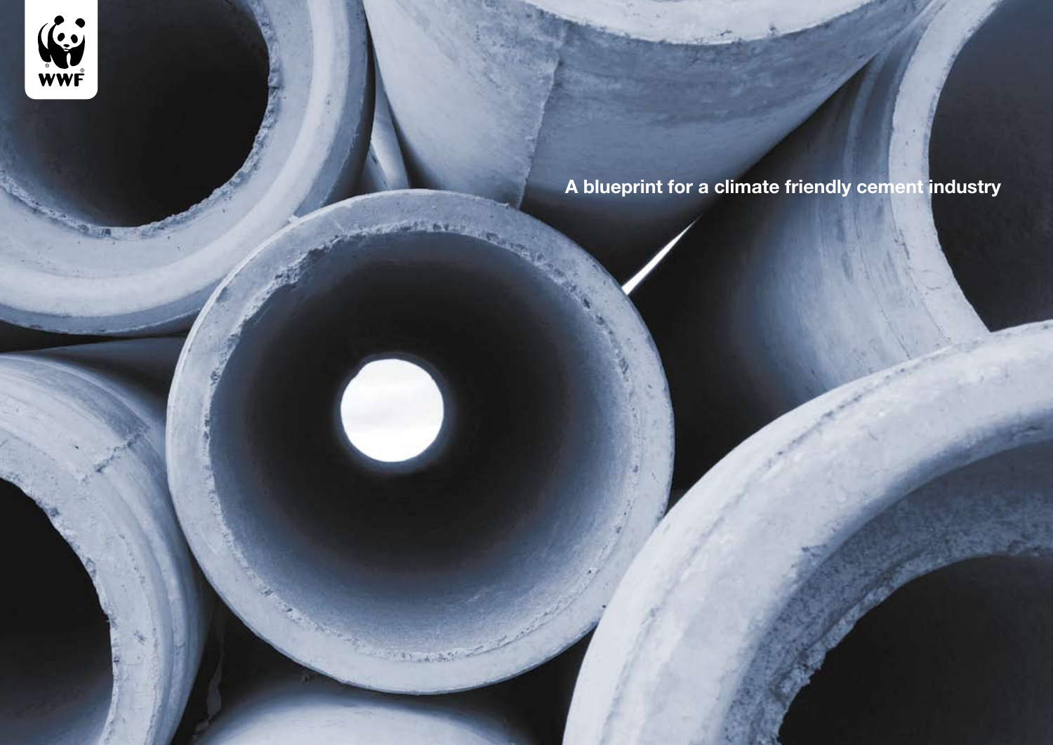WWF

# A blueprint for a climate friendly cement industry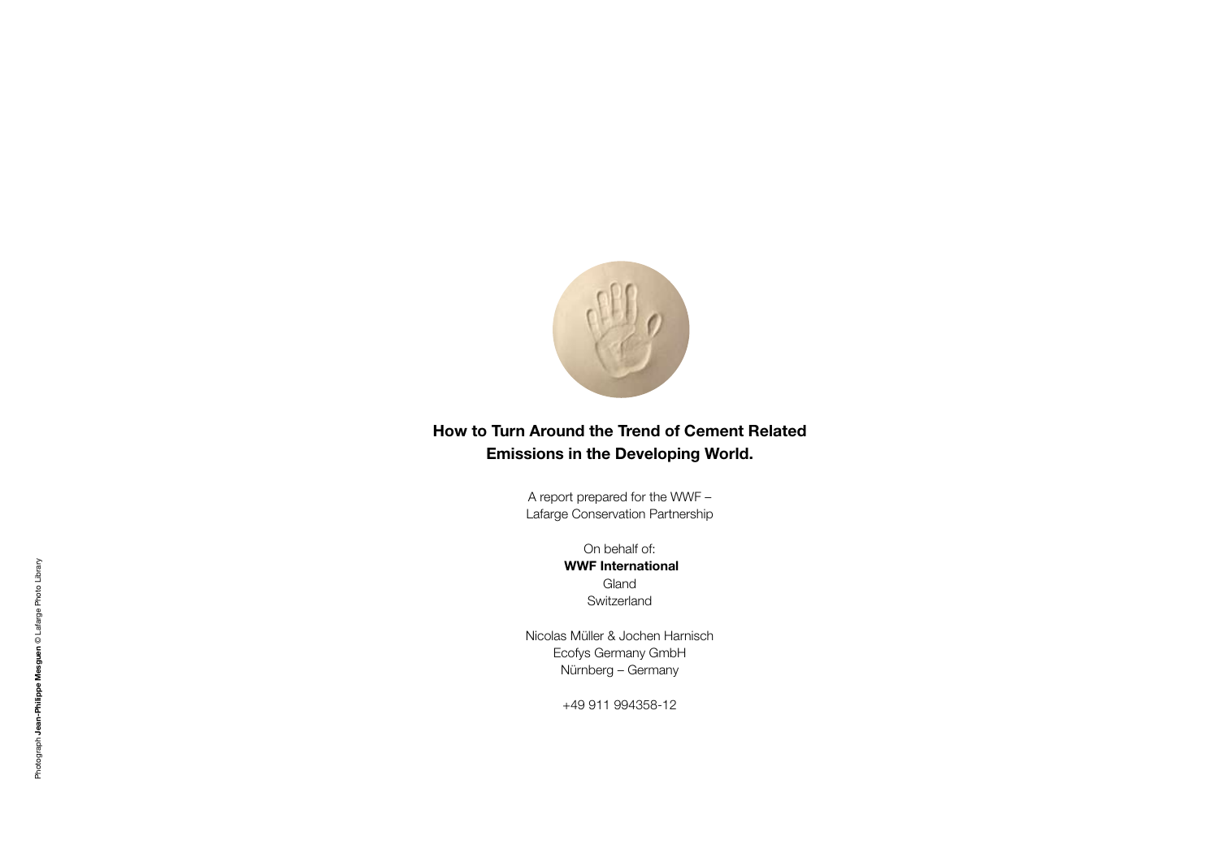**How to Turn Around the Trend of Cement Related Emissions in the Developing World.**

A report prepared for the WWF –
Lafarge Conservation Partnership

On behalf of:
**WWF International**
Gland
Switzerland

Nicolas Müller & Jochen Harnisch
Ecofys Germany GmbH
Nürnberg – Germany

+49 911 994358-12

Photograph **Jean-Philippe Mesguen** © Lafarge Photo Library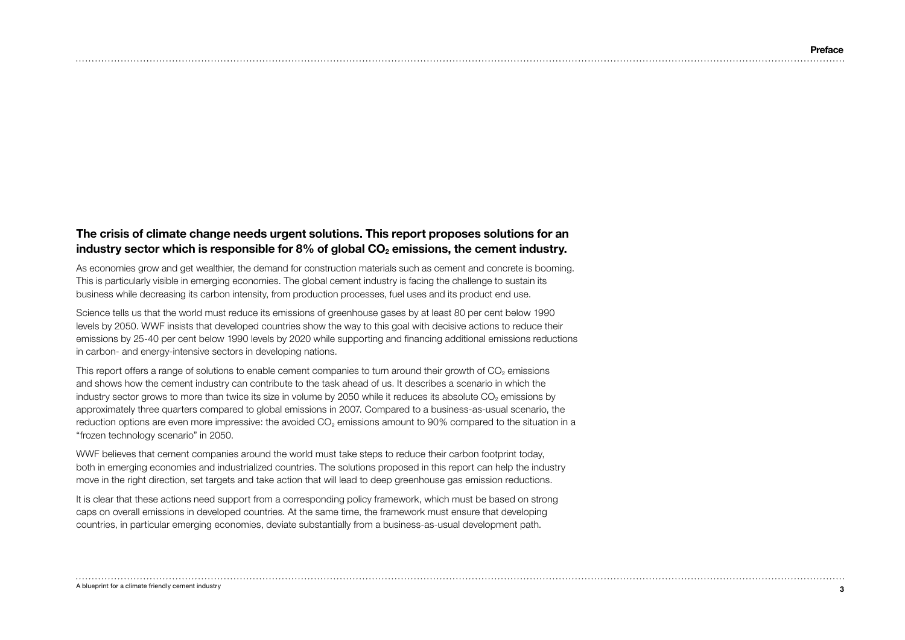**The crisis of climate change needs urgent solutions. This report proposes solutions for an industry sector which is responsible for 8% of global $CO_2$ emissions, the cement industry.**

As economies grow and get wealthier, the demand for construction materials such as cement and concrete is booming. This is particularly visible in emerging economies. The global cement industry is facing the challenge to sustain its business while decreasing its carbon intensity, from production processes, fuel uses and its product end use.

Science tells us that the world must reduce its emissions of greenhouse gases by at least 80 per cent below 1990 levels by 2050. WWF insists that developed countries show the way to this goal with decisive actions to reduce their emissions by 25-40 per cent below 1990 levels by 2020 while supporting and financing additional emissions reductions in carbon- and energy-intensive sectors in developing nations.

This report offers a range of solutions to enable cement companies to turn around their growth of $CO_2$ emissions and shows how the cement industry can contribute to the task ahead of us. It describes a scenario in which the industry sector grows to more than twice its size in volume by 2050 while it reduces its absolute $CO_2$ emissions by approximately three quarters compared to global emissions in 2007. Compared to a business-as-usual scenario, the reduction options are even more impressive: the avoided $CO_2$ emissions amount to 90% compared to the situation in a "frozen technology scenario" in 2050.

WWF believes that cement companies around the world must take steps to reduce their carbon footprint today, both in emerging economies and industrialized countries. The solutions proposed in this report can help the industry move in the right direction, set targets and take action that will lead to deep greenhouse gas emission reductions.

It is clear that these actions need support from a corresponding policy framework, which must be based on strong caps on overall emissions in developed countries. At the same time, the framework must ensure that developing countries, in particular emerging economies, deviate substantially from a business-as-usual development path.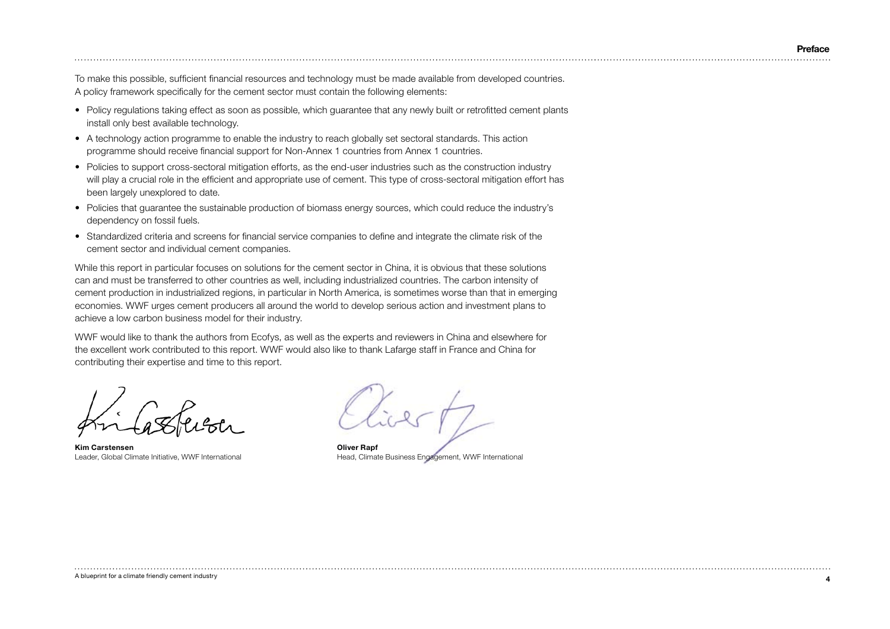To make this possible, sufficient financial resources and technology must be made available from developed countries. A policy framework specifically for the cement sector must contain the following elements:

- Policy regulations taking effect as soon as possible, which guarantee that any newly built or retrofitted cement plants install only best available technology.
- A technology action programme to enable the industry to reach globally set sectoral standards. This action programme should receive financial support for Non-Annex 1 countries from Annex 1 countries.
- Policies to support cross-sectoral mitigation efforts, as the end-user industries such as the construction industry will play a crucial role in the efficient and appropriate use of cement. This type of cross-sectoral mitigation effort has been largely unexplored to date.
- Policies that guarantee the sustainable production of biomass energy sources, which could reduce the industry's dependency on fossil fuels.
- Standardized criteria and screens for financial service companies to define and integrate the climate risk of the cement sector and individual cement companies.

While this report in particular focuses on solutions for the cement sector in China, it is obvious that these solutions can and must be transferred to other countries as well, including industrialized countries. The carbon intensity of cement production in industrialized regions, in particular in North America, is sometimes worse than that in emerging economies. WWF urges cement producers all around the world to develop serious action and investment plans to achieve a low carbon business model for their industry.

WWF would like to thank the authors from Ecofys, as well as the experts and reviewers in China and elsewhere for the excellent work contributed to this report. WWF would also like to thank Lafarge staff in France and China for contributing their expertise and time to this report.

**Kim Carstensen**
Leader, Global Climate Initiative, WWF International

**Oliver Rapf**
Head, Climate Business Engagement, WWF International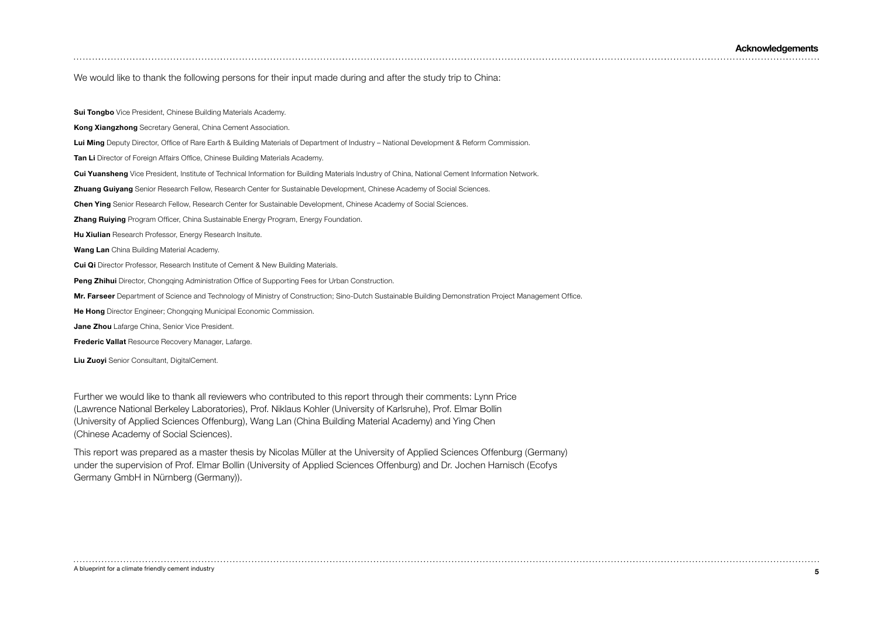# Acknowledgements

We would like to thank the following persons for their input made during and after the study trip to China:

**Sui Tongbo** Vice President, Chinese Building Materials Academy.

**Kong Xiangzhong** Secretary General, China Cement Association.

**Lui Ming** Deputy Director, Office of Rare Earth & Building Materials of Department of Industry – National Development & Reform Commission.

**Tan Li** Director of Foreign Affairs Office, Chinese Building Materials Academy.

**Cui Yuansheng** Vice President, Institute of Technical Information for Building Materials Industry of China, National Cement Information Network.

**Zhuang Guiyang** Senior Research Fellow, Research Center for Sustainable Development, Chinese Academy of Social Sciences.

**Chen Ying** Senior Research Fellow, Research Center for Sustainable Development, Chinese Academy of Social Sciences.

**Zhang Ruiying** Program Officer, China Sustainable Energy Program, Energy Foundation.

**Hu Xiulian** Research Professor, Energy Research Insitute.

**Wang Lan** China Building Material Academy.

**Cui Qi** Director Professor, Research Institute of Cement & New Building Materials.

**Peng Zhihui** Director, Chongqing Administration Office of Supporting Fees for Urban Construction.

**Mr. Farseer** Department of Science and Technology of Ministry of Construction; Sino-Dutch Sustainable Building Demonstration Project Management Office.

**He Hong** Director Engineer; Chongqing Municipal Economic Commission.

**Jane Zhou** Lafarge China, Senior Vice President.

**Frederic Vallat** Resource Recovery Manager, Lafarge.

**Liu Zuoyi** Senior Consultant, DigitalCement.

Further we would like to thank all reviewers who contributed to this report through their comments: Lynn Price (Lawrence National Berkeley Laboratories), Prof. Niklaus Kohler (University of Karlsruhe), Prof. Elmar Bollin (University of Applied Sciences Offenburg), Wang Lan (China Building Material Academy) and Ying Chen (Chinese Academy of Social Sciences).

This report was prepared as a master thesis by Nicolas Müller at the University of Applied Sciences Offenburg (Germany) under the supervision of Prof. Elmar Bollin (University of Applied Sciences Offenburg) and Dr. Jochen Harnisch (Ecofys Germany GmbH in Nürnberg (Germany)).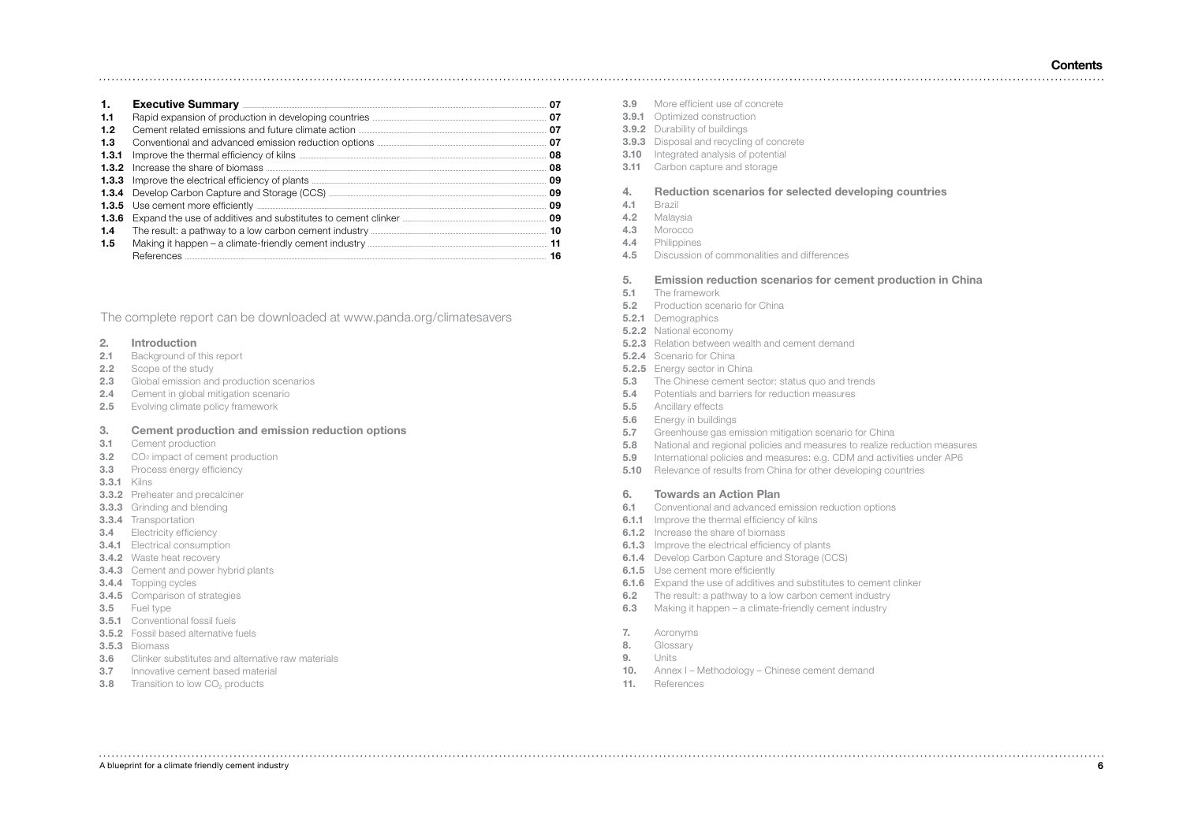# Contents

| | | |
|---|---|---|
| **1.** | **Executive Summary** | **07** |
| **1.1** | Rapid expansion of production in developing countries | **07** |
| **1.2** | Cement related emissions and future climate action | **07** |
| **1.3** | Conventional and advanced emission reduction options | **07** |
| **1.3.1** | Improve the thermal efficiency of kilns | **08** |
| **1.3.2** | Increase the share of biomass | **08** |
| **1.3.3** | Improve the electrical efficiency of plants | **09** |
| **1.3.4** | Develop Carbon Capture and Storage (CCS) | **09** |
| **1.3.5** | Use cement more efficiently | **09** |
| **1.3.6** | Expand the use of additives and substitutes to cement clinker | **09** |
| **1.4** | The result: a pathway to a low carbon cement industry | **10** |
| **1.5** | Making it happen – a climate-friendly cement industry | **11** |
| | References | **16** |

The complete report can be downloaded at www.panda.org/climatesavers

**2. Introduction**
- **2.1** Background of this report
- **2.2** Scope of the study
- **2.3** Global emission and production scenarios
- **2.4** Cement in global mitigation scenario
- **2.5** Evolving climate policy framework

**3. Cement production and emission reduction options**
- **3.1** Cement production
- **3.2** $CO_2$ impact of cement production
- **3.3** Process energy efficiency
- **3.3.1** Kilns
- **3.3.2** Preheater and precalciner
- **3.3.3** Grinding and blending
- **3.3.4** Transportation
- **3.4** Electricity efficiency
- **3.4.1** Electrical consumption
- **3.4.2** Waste heat recovery
- **3.4.3** Cement and power hybrid plants
- **3.4.4** Topping cycles
- **3.4.5** Comparison of strategies
- **3.5** Fuel type
- **3.5.1** Conventional fossil fuels
- **3.5.2** Fossil based alternative fuels
- **3.5.3** Biomass
- **3.6** Clinker substitutes and alternative raw materials
- **3.7** Innovative cement based material
- **3.8** Transition to low $CO_2$ products
- **3.9** More efficient use of concrete
- **3.9.1** Optimized construction
- **3.9.2** Durability of buildings
- **3.9.3** Disposal and recycling of concrete
- **3.10** Integrated analysis of potential
- **3.11** Carbon capture and storage

**4. Reduction scenarios for selected developing countries**
- **4.1** Brazil
- **4.2** Malaysia
- **4.3** Morocco
- **4.4** Philippines
- **4.5** Discussion of commonalities and differences

**5. Emission reduction scenarios for cement production in China**
- **5.1** The framework
- **5.2** Production scenario for China
- **5.2.1** Demographics
- **5.2.2** National economy
- **5.2.3** Relation between wealth and cement demand
- **5.2.4** Scenario for China
- **5.2.5** Energy sector in China
- **5.3** The Chinese cement sector: status quo and trends
- **5.4** Potentials and barriers for reduction measures
- **5.5** Ancillary effects
- **5.6** Energy in buildings
- **5.7** Greenhouse gas emission mitigation scenario for China
- **5.8** National and regional policies and measures to realize reduction measures
- **5.9** International policies and measures: e.g. CDM and activities under AP6
- **5.10** Relevance of results from China for other developing countries

**6. Towards an Action Plan**
- **6.1** Conventional and advanced emission reduction options
- **6.1.1** Improve the thermal efficiency of kilns
- **6.1.2** Increase the share of biomass
- **6.1.3** Improve the electrical efficiency of plants
- **6.1.4** Develop Carbon Capture and Storage (CCS)
- **6.1.5** Use cement more efficiently
- **6.1.6** Expand the use of additives and substitutes to cement clinker
- **6.2** The result: a pathway to a low carbon cement industry
- **6.3** Making it happen – a climate-friendly cement industry

- **7.** Acronyms
- **8.** Glossary
- **9.** Units
- **10.** Annex I – Methodology – Chinese cement demand
- **11.** References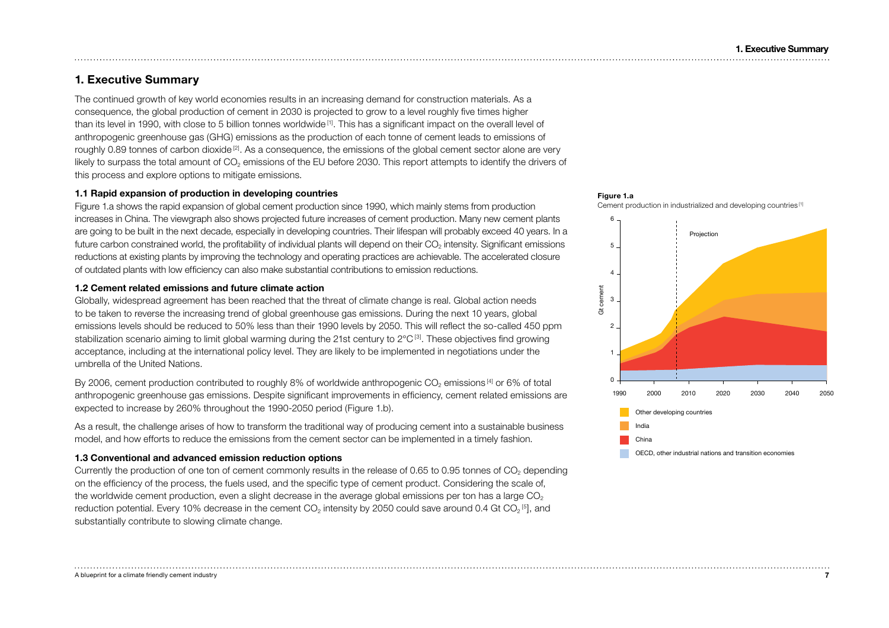# 1. Executive Summary

The continued growth of key world economies results in an increasing demand for construction materials. As a consequence, the global production of cement in 2030 is projected to grow to a level roughly five times higher than its level in 1990, with close to 5 billion tonnes worldwide [1]. This has a significant impact on the overall level of anthropogenic greenhouse gas (GHG) emissions as the production of each tonne of cement leads to emissions of roughly 0.89 tonnes of carbon dioxide [2]. As a consequence, the emissions of the global cement sector alone are very likely to surpass the total amount of $CO_2$ emissions of the EU before 2030. This report attempts to identify the drivers of this process and explore options to mitigate emissions.

### 1.1 Rapid expansion of production in developing countries

Figure 1.a shows the rapid expansion of global cement production since 1990, which mainly stems from production increases in China. The viewgraph also shows projected future increases of cement production. Many new cement plants are going to be built in the next decade, especially in developing countries. Their lifespan will probably exceed 40 years. In a future carbon constrained world, the profitability of individual plants will depend on their $CO_2$ intensity. Significant emissions reductions at existing plants by improving the technology and operating practices are achievable. The accelerated closure of outdated plants with low efficiency can also make substantial contributions to emission reductions.

### 1.2 Cement related emissions and future climate action

Globally, widespread agreement has been reached that the threat of climate change is real. Global action needs to be taken to reverse the increasing trend of global greenhouse gas emissions. During the next 10 years, global emissions levels should be reduced to 50% less than their 1990 levels by 2050. This will reflect the so-called 450 ppm stabilization scenario aiming to limit global warming during the 21st century to 2°C [3]. These objectives find growing acceptance, including at the international policy level. They are likely to be implemented in negotiations under the umbrella of the United Nations.

By 2006, cement production contributed to roughly 8% of worldwide anthropogenic $CO_2$ emissions [4] or 6% of total anthropogenic greenhouse gas emissions. Despite significant improvements in efficiency, cement related emissions are expected to increase by 260% throughout the 1990-2050 period (Figure 1.b).

As a result, the challenge arises of how to transform the traditional way of producing cement into a sustainable business model, and how efforts to reduce the emissions from the cement sector can be implemented in a timely fashion.

### 1.3 Conventional and advanced emission reduction options

Currently the production of one ton of cement commonly results in the release of 0.65 to 0.95 tonnes of $CO_2$ depending on the efficiency of the process, the fuels used, and the specific type of cement product. Considering the scale of, the worldwide cement production, even a slight decrease in the average global emissions per ton has a large $CO_2$ reduction potential. Every 10% decrease in the cement $CO_2$ intensity by 2050 could save around 0.4 Gt $CO_2$ [5]], and substantially contribute to slowing climate change.

**Figure 1.a**
Cement production in industrialized and developing countries [1]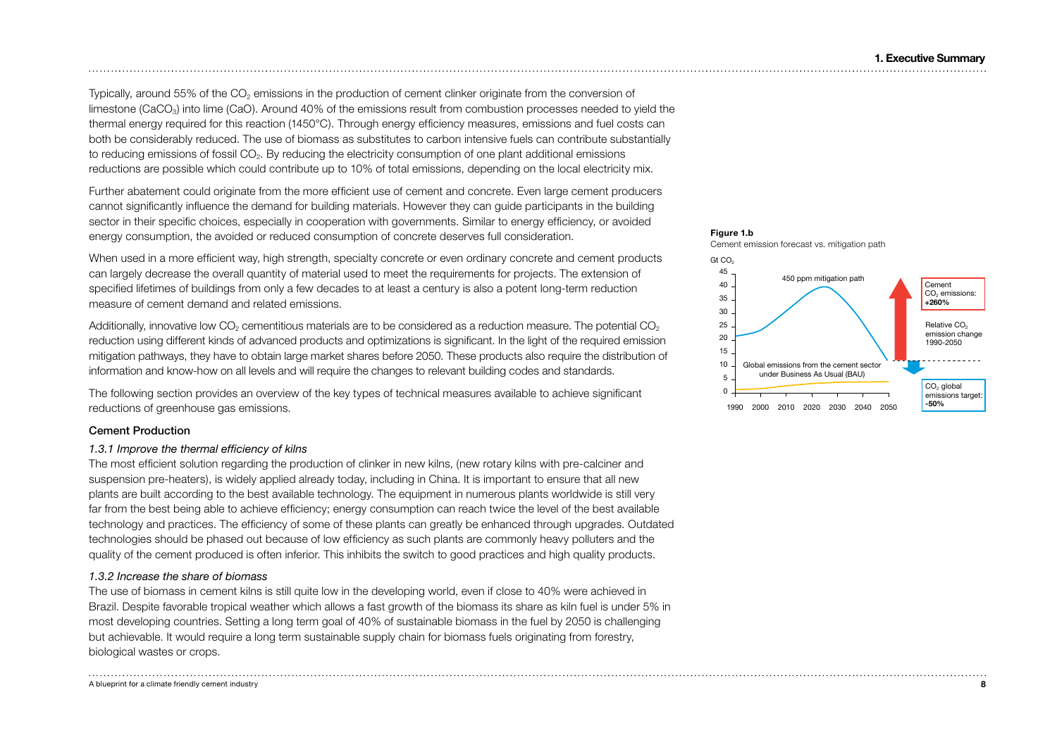Typically, around 55% of the $CO_2$ emissions in the production of cement clinker originate from the conversion of limestone ($CaCO_3$) into lime ($CaO$). Around 40% of the emissions result from combustion processes needed to yield the thermal energy required for this reaction (1450°C). Through energy efficiency measures, emissions and fuel costs can both be considerably reduced. The use of biomass as substitutes to carbon intensive fuels can contribute substantially to reducing emissions of fossil $CO_2$. By reducing the electricity consumption of one plant additional emissions reductions are possible which could contribute up to 10% of total emissions, depending on the local electricity mix.

Further abatement could originate from the more efficient use of cement and concrete. Even large cement producers cannot significantly influence the demand for building materials. However they can guide participants in the building sector in their specific choices, especially in cooperation with governments. Similar to energy efficiency, or avoided energy consumption, the avoided or reduced consumption of concrete deserves full consideration.

When used in a more efficient way, high strength, specialty concrete or even ordinary concrete and cement products can largely decrease the overall quantity of material used to meet the requirements for projects. The extension of specified lifetimes of buildings from only a few decades to at least a century is also a potent long-term reduction measure of cement demand and related emissions.

Additionally, innovative low $CO_2$ cementitious materials are to be considered as a reduction measure. The potential $CO_2$ reduction using different kinds of advanced products and optimizations is significant. In the light of the required emission mitigation pathways, they have to obtain large market shares before 2050. These products also require the distribution of information and know-how on all levels and will require the changes to relevant building codes and standards.

The following section provides an overview of the key types of technical measures available to achieve significant reductions of greenhouse gas emissions.

**Figure 1.b**
Cement emission forecast vs. mitigation path

Gt $CO_2$

450 ppm mitigation path

Global emissions from the cement sector under Business As Usual (BAU)

Cement $CO_2$ emissions: **+260%**

Relative $CO_2$ emission change 1990-2050

$CO_2$ global emissions target: **-50%**

1990 2000 2010 2020 2030 2040 2050

### Cement Production

#### *1.3.1 Improve the thermal efficiency of kilns*

The most efficient solution regarding the production of clinker in new kilns, (new rotary kilns with pre-calciner and suspension pre-heaters), is widely applied already today, including in China. It is important to ensure that all new plants are built according to the best available technology. The equipment in numerous plants worldwide is still very far from the best being able to achieve efficiency; energy consumption can reach twice the level of the best available technology and practices. The efficiency of some of these plants can greatly be enhanced through upgrades. Outdated technologies should be phased out because of low efficiency as such plants are commonly heavy polluters and the quality of the cement produced is often inferior. This inhibits the switch to good practices and high quality products.

#### *1.3.2 Increase the share of biomass*

The use of biomass in cement kilns is still quite low in the developing world, even if close to 40% were achieved in Brazil. Despite favorable tropical weather which allows a fast growth of the biomass its share as kiln fuel is under 5% in most developing countries. Setting a long term goal of 40% of sustainable biomass in the fuel by 2050 is challenging but achievable. It would require a long term sustainable supply chain for biomass fuels originating from forestry, biological wastes or crops.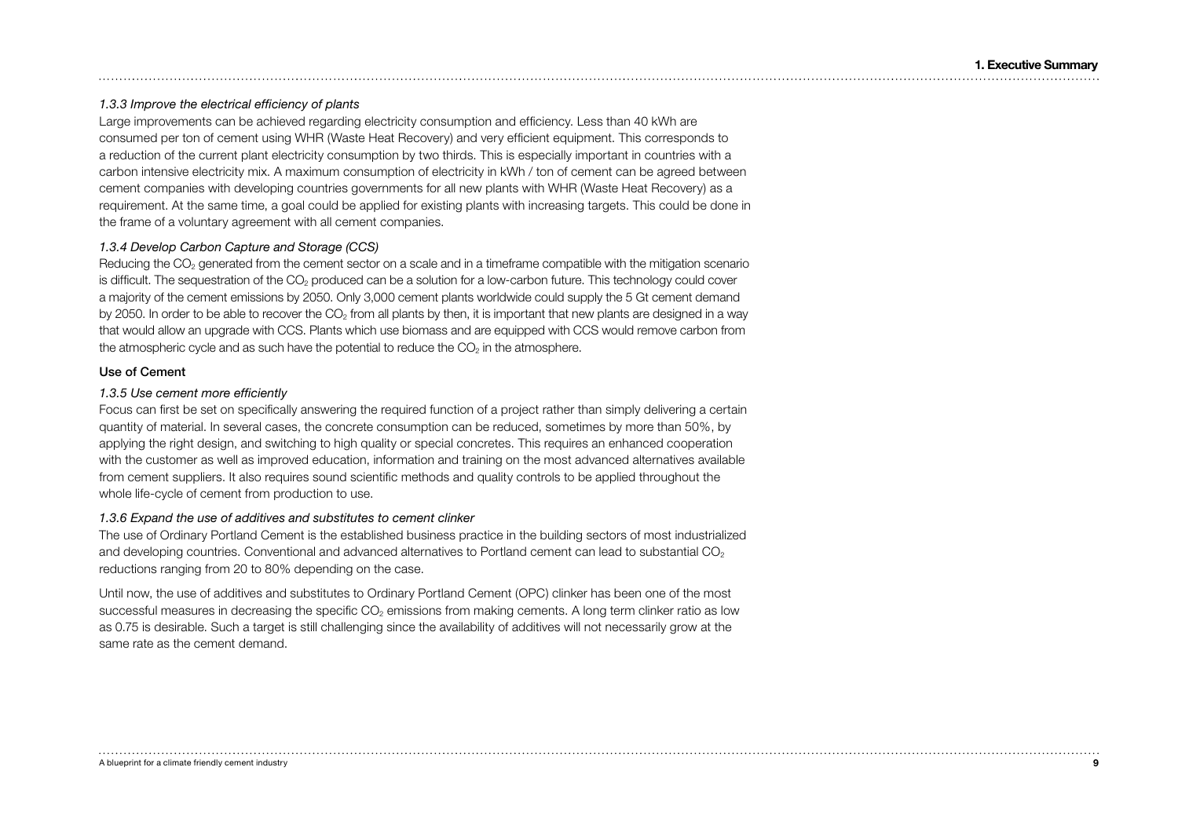### *1.3.3 Improve the electrical efficiency of plants*

Large improvements can be achieved regarding electricity consumption and efficiency. Less than 40 kWh are consumed per ton of cement using WHR (Waste Heat Recovery) and very efficient equipment. This corresponds to a reduction of the current plant electricity consumption by two thirds. This is especially important in countries with a carbon intensive electricity mix. A maximum consumption of electricity in kWh / ton of cement can be agreed between cement companies with developing countries governments for all new plants with WHR (Waste Heat Recovery) as a requirement. At the same time, a goal could be applied for existing plants with increasing targets. This could be done in the frame of a voluntary agreement with all cement companies.

### *1.3.4 Develop Carbon Capture and Storage (CCS)*

Reducing the $CO_2$ generated from the cement sector on a scale and in a timeframe compatible with the mitigation scenario is difficult. The sequestration of the $CO_2$ produced can be a solution for a low-carbon future. This technology could cover a majority of the cement emissions by 2050. Only 3,000 cement plants worldwide could supply the 5 Gt cement demand by 2050. In order to be able to recover the $CO_2$ from all plants by then, it is important that new plants are designed in a way that would allow an upgrade with CCS. Plants which use biomass and are equipped with CCS would remove carbon from the atmospheric cycle and as such have the potential to reduce the $CO_2$ in the atmosphere.

## Use of Cement

### *1.3.5 Use cement more efficiently*

Focus can first be set on specifically answering the required function of a project rather than simply delivering a certain quantity of material. In several cases, the concrete consumption can be reduced, sometimes by more than 50%, by applying the right design, and switching to high quality or special concretes. This requires an enhanced cooperation with the customer as well as improved education, information and training on the most advanced alternatives available from cement suppliers. It also requires sound scientific methods and quality controls to be applied throughout the whole life-cycle of cement from production to use.

### *1.3.6 Expand the use of additives and substitutes to cement clinker*

The use of Ordinary Portland Cement is the established business practice in the building sectors of most industrialized and developing countries. Conventional and advanced alternatives to Portland cement can lead to substantial $CO_2$ reductions ranging from 20 to 80% depending on the case.

Until now, the use of additives and substitutes to Ordinary Portland Cement (OPC) clinker has been one of the most successful measures in decreasing the specific $CO_2$ emissions from making cements. A long term clinker ratio as low as 0.75 is desirable. Such a target is still challenging since the availability of additives will not necessarily grow at the same rate as the cement demand.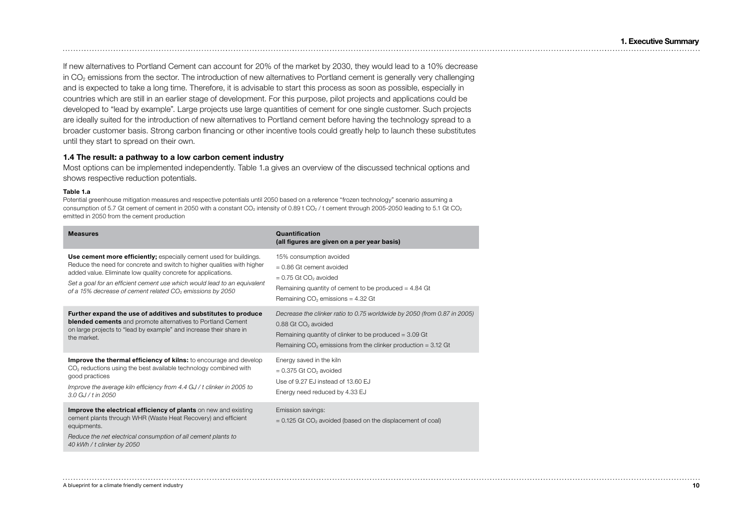If new alternatives to Portland Cement can account for 20% of the market by 2030, they would lead to a 10% decrease in $CO_2$ emissions from the sector. The introduction of new alternatives to Portland cement is generally very challenging and is expected to take a long time. Therefore, it is advisable to start this process as soon as possible, especially in countries which are still in an earlier stage of development. For this purpose, pilot projects and applications could be developed to "lead by example". Large projects use large quantities of cement for one single customer. Such projects are ideally suited for the introduction of new alternatives to Portland cement before having the technology spread to a broader customer basis. Strong carbon financing or other incentive tools could greatly help to launch these substitutes until they start to spread on their own.

### 1.4 The result: a pathway to a low carbon cement industry

Most options can be implemented independently. Table 1.a gives an overview of the discussed technical options and shows respective reduction potentials.

**Table 1.a**

Potential greenhouse mitigation measures and respective potentials until 2050 based on a reference "frozen technology" scenario assuming a consumption of 5.7 Gt cement of cement in 2050 with a constant $CO_2$ intensity of 0.89 t $CO_2$ / t cement through 2005-2050 leading to 5.1 Gt $CO_2$ emitted in 2050 from the cement production

| Measures | Quantification (all figures are given on a per year basis) |
|---|---|
| **Use cement more efficiently;** especially cement used for buildings. Reduce the need for concrete and switch to higher qualities with higher added value. Eliminate low quality concrete for applications.<br>*Set a goal for an efficient cement use which would lead to an equivalent of a 15% decrease of cement related $CO_2$ emissions by 2050* | 15% consumption avoided<br>= 0.86 Gt cement avoided<br>= 0.75 Gt $CO_2$ avoided<br>Remaining quantity of cement to be produced = 4.84 Gt<br>Remaining $CO_2$ emissions = 4.32 Gt |
| **Further expand the use of additives and substitutes to produce blended cements** and promote alternatives to Portland Cement on large projects to "lead by example" and increase their share in the market. | *Decrease the clinker ratio to 0.75 worldwide by 2050 (from 0.87 in 2005)*<br>0.88 Gt $CO_2$ avoided<br>Remaining quantity of clinker to be produced = 3.09 Gt<br>Remaining $CO_2$ emissions from the clinker production = 3.12 Gt |
| **Improve the thermal efficiency of kilns:** to encourage and develop $CO_2$ reductions using the best available technology combined with good practices<br>*Improve the average kiln efficiency from 4.4 GJ / t clinker in 2005 to 3.0 GJ / t in 2050* | Energy saved in the kiln<br>= 0.375 Gt $CO_2$ avoided<br>Use of 9.27 EJ instead of 13.60 EJ<br>Energy need reduced by 4.33 EJ |
| **Improve the electrical efficiency of plants** on new and existing cement plants through WHR (Waste Heat Recovery) and efficient equipments.<br>*Reduce the net electrical consumption of all cement plants to 40 kWh / t clinker by 2050* | Emission savings:<br>= 0.125 Gt $CO_2$ avoided (based on the displacement of coal) |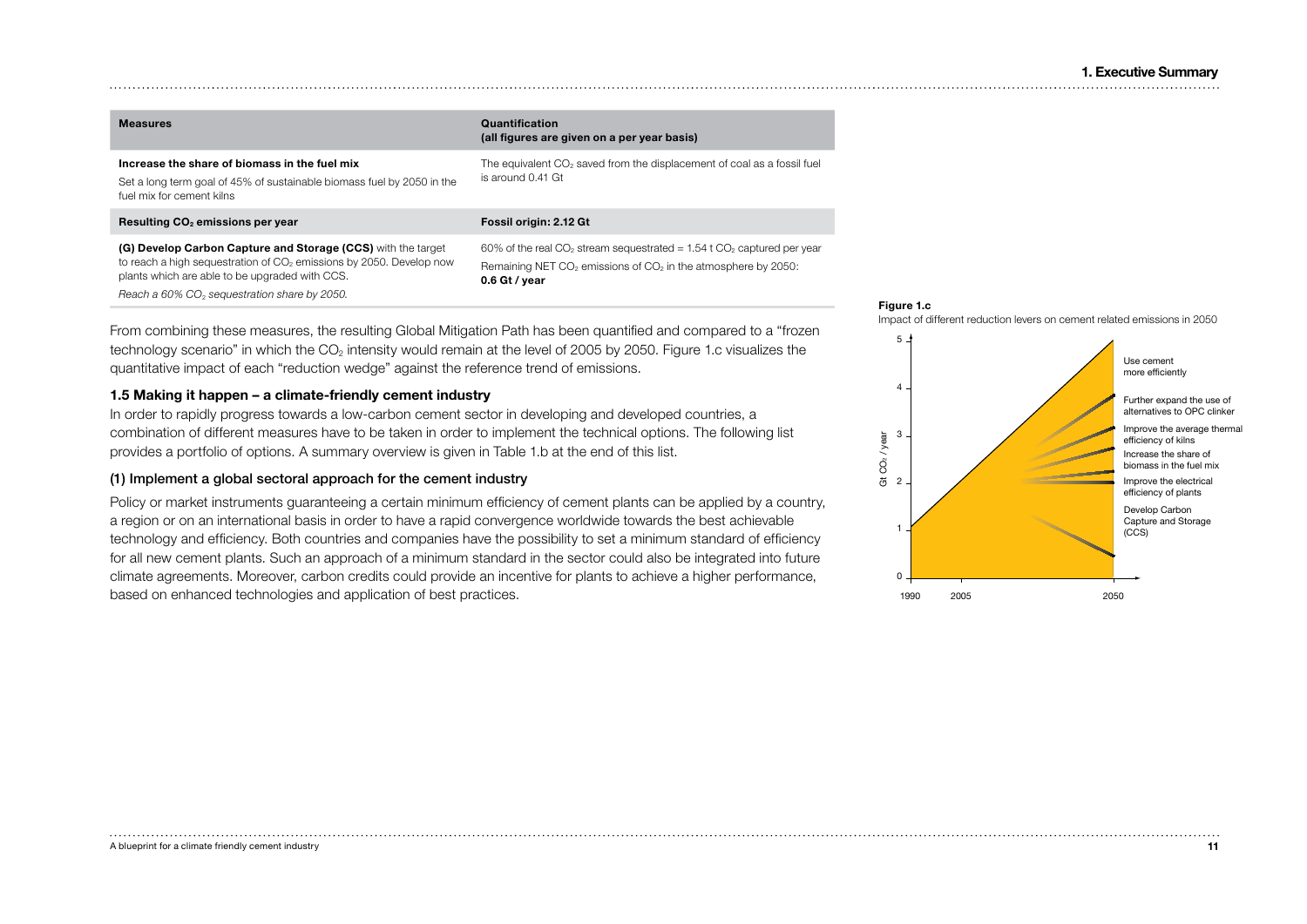| Measures | Quantification (all figures are given on a per year basis) |
| --- | --- |
| **Increase the share of biomass in the fuel mix**<br>Set a long term goal of 45% of sustainable biomass fuel by 2050 in the fuel mix for cement kilns | The equivalent $CO_2$ saved from the displacement of coal as a fossil fuel is around 0.41 Gt |
| **Resulting $CO_2$ emissions per year** | **Fossil origin: 2.12 Gt** |
| **(G) Develop Carbon Capture and Storage (CCS)** with the target to reach a high sequestration of $CO_2$ emissions by 2050. Develop now plants which are able to be upgraded with CCS.<br>*Reach a 60% $CO_2$ sequestration share by 2050.* | 60% of the real $CO_2$ stream sequestrated = 1.54 t $CO_2$ captured per year<br>Remaining NET $CO_2$ emissions of $CO_2$ in the atmosphere by 2050: **0.6 Gt / year** |

From combining these measures, the resulting Global Mitigation Path has been quantified and compared to a "frozen technology scenario" in which the $CO_2$ intensity would remain at the level of 2005 by 2050. Figure 1.c visualizes the quantitative impact of each "reduction wedge" against the reference trend of emissions.

**Figure 1.c**
Impact of different reduction levers on cement related emissions in 2050

### 1.5 Making it happen – a climate-friendly cement industry

In order to rapidly progress towards a low-carbon cement sector in developing and developed countries, a combination of different measures have to be taken in order to implement the technical options. The following list provides a portfolio of options. A summary overview is given in Table 1.b at the end of this list.

#### (1) Implement a global sectoral approach for the cement industry

Policy or market instruments guaranteeing a certain minimum efficiency of cement plants can be applied by a country, a region or on an international basis in order to have a rapid convergence worldwide towards the best achievable technology and efficiency. Both countries and companies have the possibility to set a minimum standard of efficiency for all new cement plants. Such an approach of a minimum standard in the sector could also be integrated into future climate agreements. Moreover, carbon credits could provide an incentive for plants to achieve a higher performance, based on enhanced technologies and application of best practices.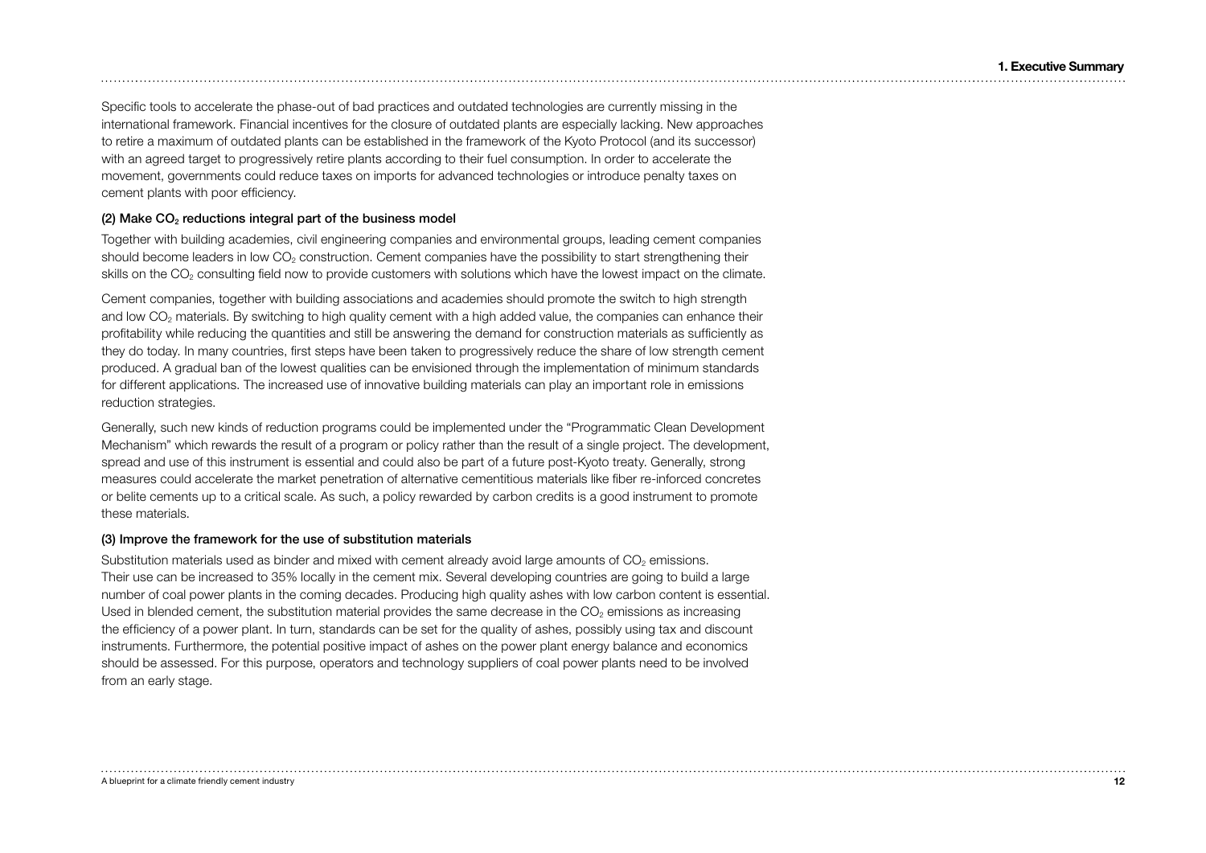Specific tools to accelerate the phase-out of bad practices and outdated technologies are currently missing in the international framework. Financial incentives for the closure of outdated plants are especially lacking. New approaches to retire a maximum of outdated plants can be established in the framework of the Kyoto Protocol (and its successor) with an agreed target to progressively retire plants according to their fuel consumption. In order to accelerate the movement, governments could reduce taxes on imports for advanced technologies or introduce penalty taxes on cement plants with poor efficiency.

#### (2) Make $CO_2$ reductions integral part of the business model

Together with building academies, civil engineering companies and environmental groups, leading cement companies should become leaders in low $CO_2$ construction. Cement companies have the possibility to start strengthening their skills on the $CO_2$ consulting field now to provide customers with solutions which have the lowest impact on the climate.

Cement companies, together with building associations and academies should promote the switch to high strength and low $CO_2$ materials. By switching to high quality cement with a high added value, the companies can enhance their profitability while reducing the quantities and still be answering the demand for construction materials as sufficiently as they do today. In many countries, first steps have been taken to progressively reduce the share of low strength cement produced. A gradual ban of the lowest qualities can be envisioned through the implementation of minimum standards for different applications. The increased use of innovative building materials can play an important role in emissions reduction strategies.

Generally, such new kinds of reduction programs could be implemented under the "Programmatic Clean Development Mechanism" which rewards the result of a program or policy rather than the result of a single project. The development, spread and use of this instrument is essential and could also be part of a future post-Kyoto treaty. Generally, strong measures could accelerate the market penetration of alternative cementitious materials like fiber re-inforced concretes or belite cements up to a critical scale. As such, a policy rewarded by carbon credits is a good instrument to promote these materials.

#### (3) Improve the framework for the use of substitution materials

Substitution materials used as binder and mixed with cement already avoid large amounts of $CO_2$ emissions. Their use can be increased to 35% locally in the cement mix. Several developing countries are going to build a large number of coal power plants in the coming decades. Producing high quality ashes with low carbon content is essential. Used in blended cement, the substitution material provides the same decrease in the $CO_2$ emissions as increasing the efficiency of a power plant. In turn, standards can be set for the quality of ashes, possibly using tax and discount instruments. Furthermore, the potential positive impact of ashes on the power plant energy balance and economics should be assessed. For this purpose, operators and technology suppliers of coal power plants need to be involved from an early stage.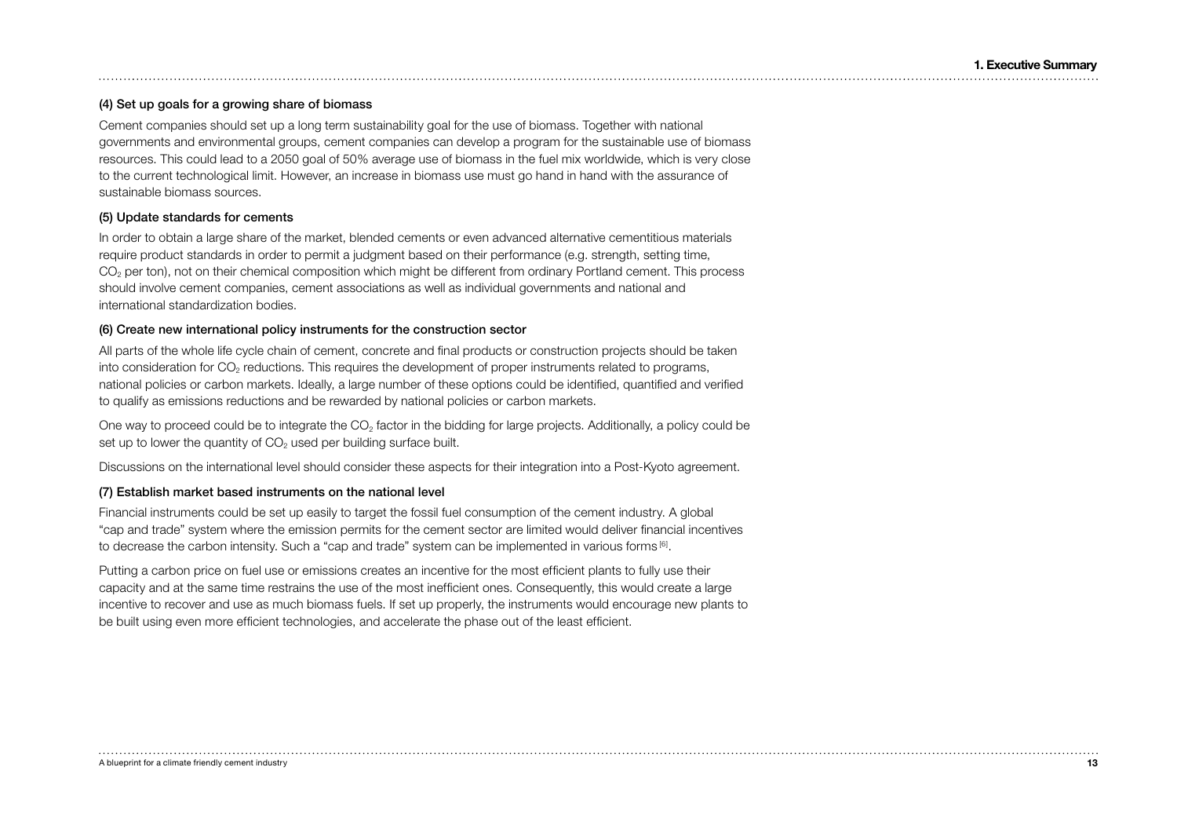### (4) Set up goals for a growing share of biomass

Cement companies should set up a long term sustainability goal for the use of biomass. Together with national governments and environmental groups, cement companies can develop a program for the sustainable use of biomass resources. This could lead to a 2050 goal of 50% average use of biomass in the fuel mix worldwide, which is very close to the current technological limit. However, an increase in biomass use must go hand in hand with the assurance of sustainable biomass sources.

### (5) Update standards for cements

In order to obtain a large share of the market, blended cements or even advanced alternative cementitious materials require product standards in order to permit a judgment based on their performance (e.g. strength, setting time, $CO_2$ per ton), not on their chemical composition which might be different from ordinary Portland cement. This process should involve cement companies, cement associations as well as individual governments and national and international standardization bodies.

### (6) Create new international policy instruments for the construction sector

All parts of the whole life cycle chain of cement, concrete and final products or construction projects should be taken into consideration for $CO_2$ reductions. This requires the development of proper instruments related to programs, national policies or carbon markets. Ideally, a large number of these options could be identified, quantified and verified to qualify as emissions reductions and be rewarded by national policies or carbon markets.

One way to proceed could be to integrate the $CO_2$ factor in the bidding for large projects. Additionally, a policy could be set up to lower the quantity of $CO_2$ used per building surface built.

Discussions on the international level should consider these aspects for their integration into a Post-Kyoto agreement.

### (7) Establish market based instruments on the national level

Financial instruments could be set up easily to target the fossil fuel consumption of the cement industry. A global "cap and trade" system where the emission permits for the cement sector are limited would deliver financial incentives to decrease the carbon intensity. Such a "cap and trade" system can be implemented in various forms [6].

Putting a carbon price on fuel use or emissions creates an incentive for the most efficient plants to fully use their capacity and at the same time restrains the use of the most inefficient ones. Consequently, this would create a large incentive to recover and use as much biomass fuels. If set up properly, the instruments would encourage new plants to be built using even more efficient technologies, and accelerate the phase out of the least efficient.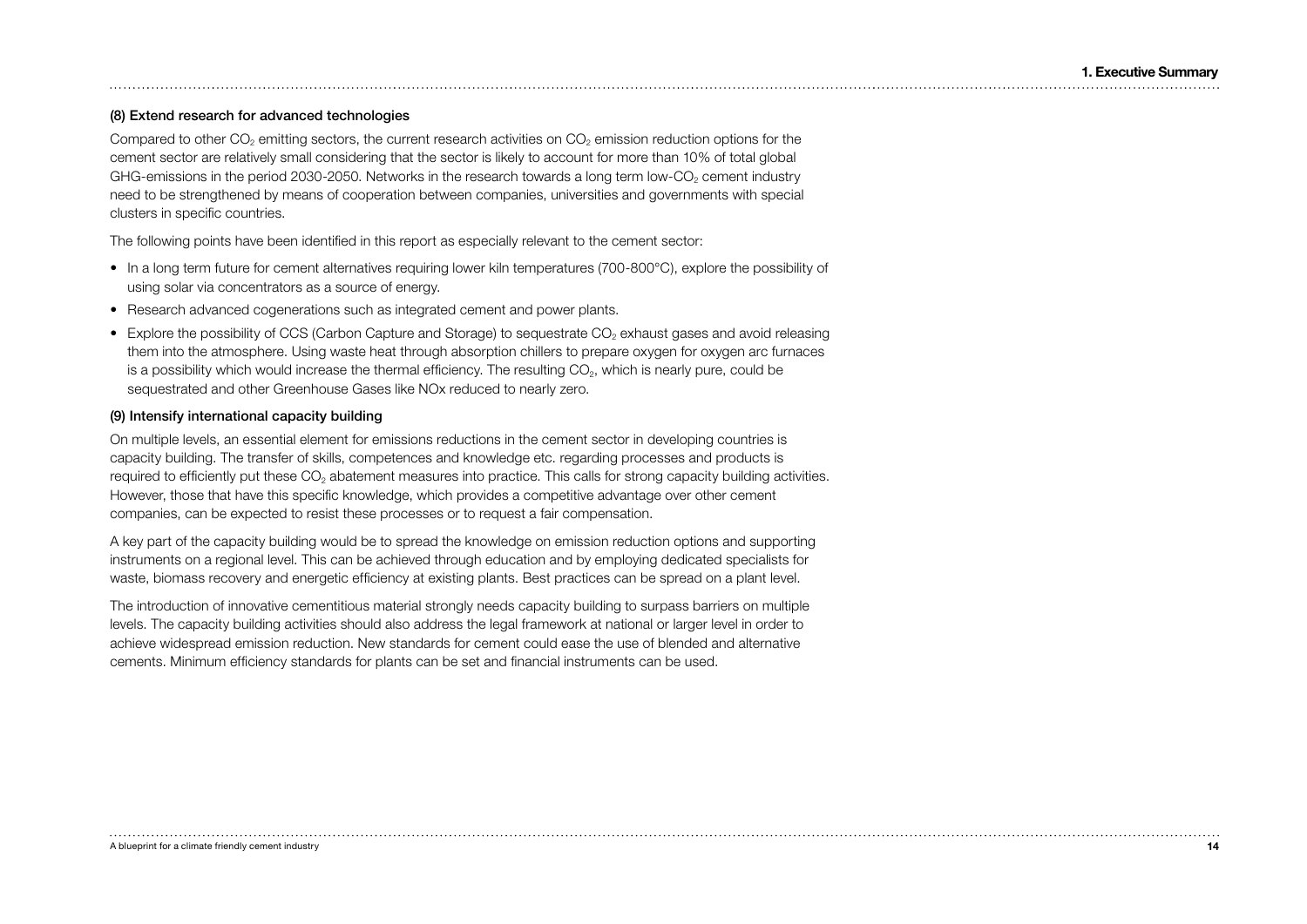### (8) Extend research for advanced technologies

Compared to other $CO_2$ emitting sectors, the current research activities on $CO_2$ emission reduction options for the cement sector are relatively small considering that the sector is likely to account for more than 10% of total global GHG-emissions in the period 2030-2050. Networks in the research towards a long term low-$CO_2$ cement industry need to be strengthened by means of cooperation between companies, universities and governments with special clusters in specific countries.

The following points have been identified in this report as especially relevant to the cement sector:

- In a long term future for cement alternatives requiring lower kiln temperatures (700-800°C), explore the possibility of using solar via concentrators as a source of energy.
- Research advanced cogenerations such as integrated cement and power plants.
- Explore the possibility of CCS (Carbon Capture and Storage) to sequestrate $CO_2$ exhaust gases and avoid releasing them into the atmosphere. Using waste heat through absorption chillers to prepare oxygen for oxygen arc furnaces is a possibility which would increase the thermal efficiency. The resulting $CO_2$, which is nearly pure, could be sequestrated and other Greenhouse Gases like NOx reduced to nearly zero.

### (9) Intensify international capacity building

On multiple levels, an essential element for emissions reductions in the cement sector in developing countries is capacity building. The transfer of skills, competences and knowledge etc. regarding processes and products is required to efficiently put these $CO_2$ abatement measures into practice. This calls for strong capacity building activities. However, those that have this specific knowledge, which provides a competitive advantage over other cement companies, can be expected to resist these processes or to request a fair compensation.

A key part of the capacity building would be to spread the knowledge on emission reduction options and supporting instruments on a regional level. This can be achieved through education and by employing dedicated specialists for waste, biomass recovery and energetic efficiency at existing plants. Best practices can be spread on a plant level.

The introduction of innovative cementitious material strongly needs capacity building to surpass barriers on multiple levels. The capacity building activities should also address the legal framework at national or larger level in order to achieve widespread emission reduction. New standards for cement could ease the use of blended and alternative cements. Minimum efficiency standards for plants can be set and financial instruments can be used.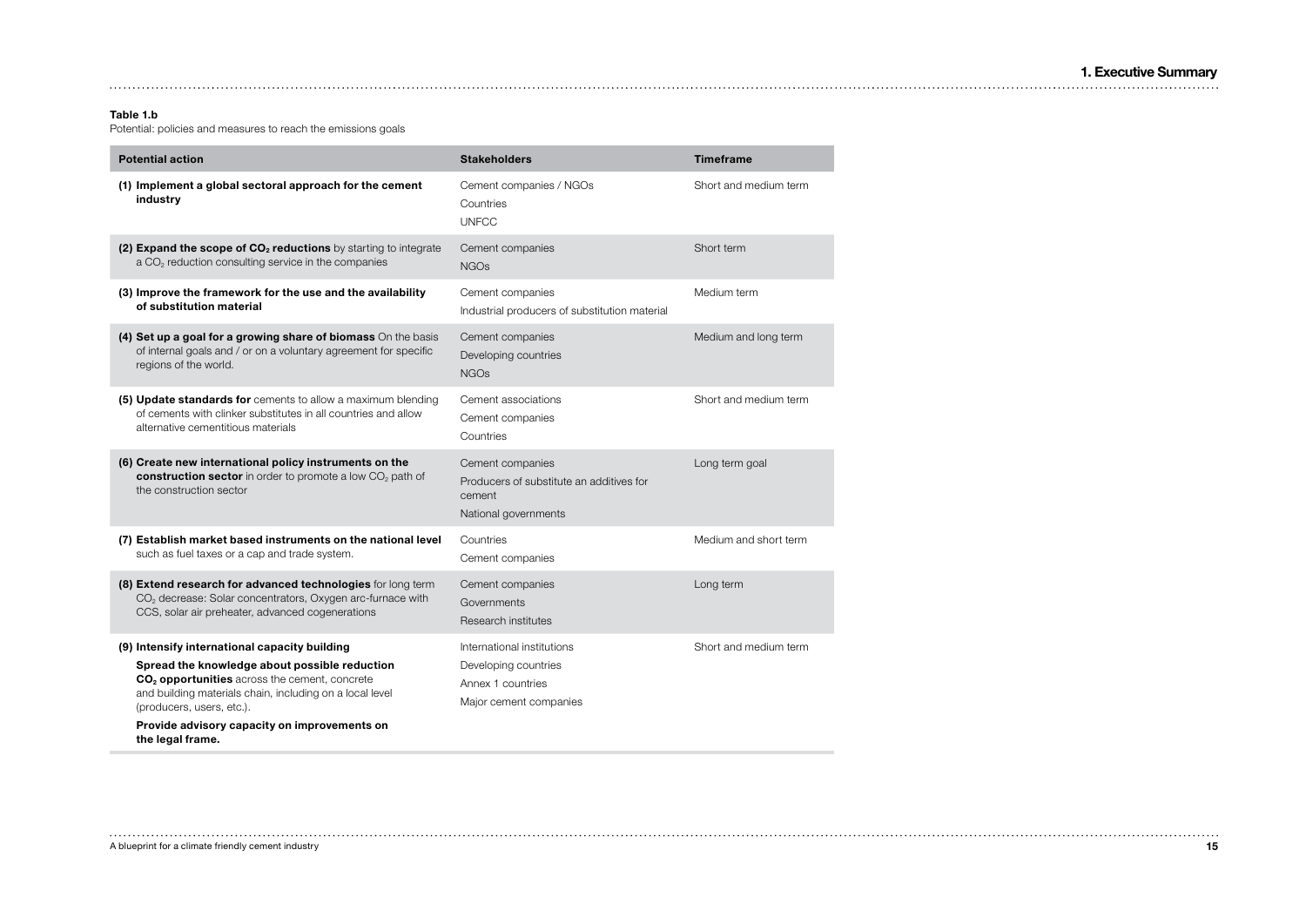**Table 1.b**
Potential: policies and measures to reach the emissions goals

| Potential action | Stakeholders | Timeframe |
|---|---|---|
| **(1) Implement a global sectoral approach for the cement industry** | Cement companies / NGOs<br>Countries<br>UNFCC | Short and medium term |
| **(2) Expand the scope of $CO_2$ reductions** by starting to integrate a $CO_2$ reduction consulting service in the companies | Cement companies<br>NGOs | Short term |
| **(3) Improve the framework for the use and the availability of substitution material** | Cement companies<br>Industrial producers of substitution material | Medium term |
| **(4) Set up a goal for a growing share of biomass** On the basis of internal goals and / or on a voluntary agreement for specific regions of the world. | Cement companies<br>Developing countries<br>NGOs | Medium and long term |
| **(5) Update standards for** cements to allow a maximum blending of cements with clinker substitutes in all countries and allow alternative cementitious materials | Cement associations<br>Cement companies<br>Countries | Short and medium term |
| **(6) Create new international policy instruments on the construction sector** in order to promote a low $CO_2$ path of the construction sector | Cement companies<br>Producers of substitute an additives for cement<br>National governments | Long term goal |
| **(7) Establish market based instruments on the national level** such as fuel taxes or a cap and trade system. | Countries<br>Cement companies | Medium and short term |
| **(8) Extend research for advanced technologies** for long term $CO_2$ decrease: Solar concentrators, Oxygen arc-furnace with CCS, solar air preheater, advanced cogenerations | Cement companies<br>Governments<br>Research institutes | Long term |
| **(9) Intensify international capacity building**<br>**Spread the knowledge about possible reduction $CO_2$ opportunities** across the cement, concrete and building materials chain, including on a local level (producers, users, etc.).<br>**Provide advisory capacity on improvements on the legal frame.** | International institutions<br>Developing countries<br>Annex 1 countries<br>Major cement companies | Short and medium term |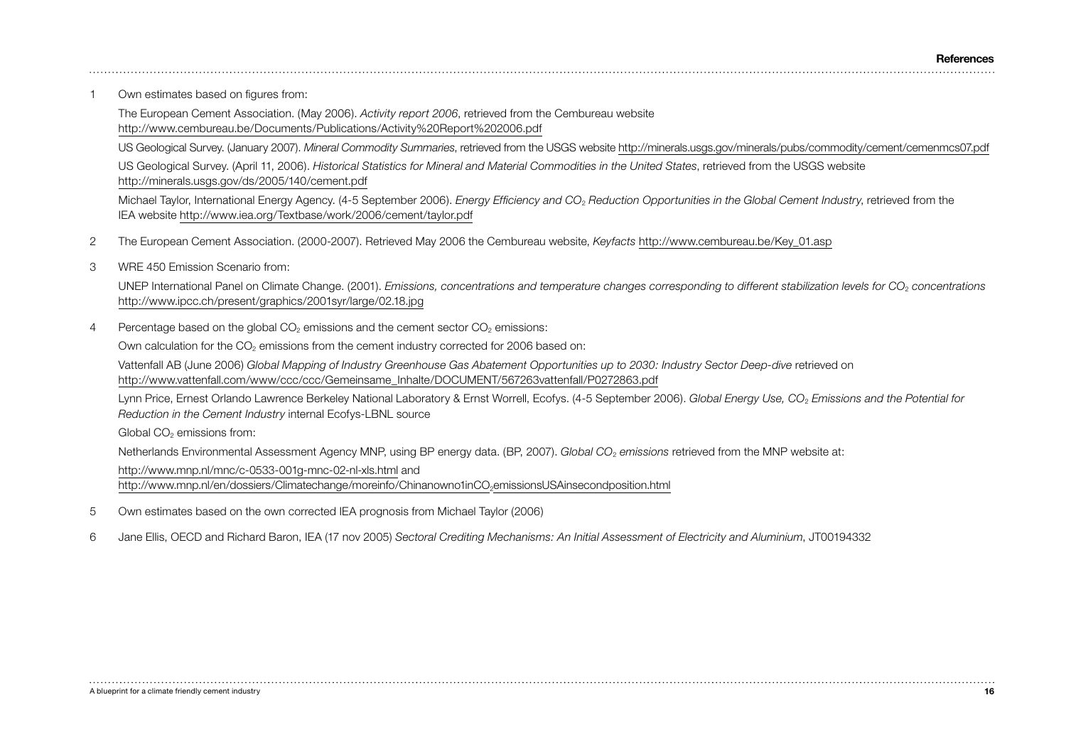## References

1. Own estimates based on figures from:

   The European Cement Association. (May 2006). *Activity report 2006*, retrieved from the Cembureau website http://www.cembureau.be/Documents/Publications/Activity%20Report%202006.pdf

   US Geological Survey. (January 2007). *Mineral Commodity Summaries*, retrieved from the USGS website http://minerals.usgs.gov/minerals/pubs/commodity/cement/cemenmcs07.pdf

   US Geological Survey. (April 11, 2006). *Historical Statistics for Mineral and Material Commodities in the United States*, retrieved from the USGS website http://minerals.usgs.gov/ds/2005/140/cement.pdf

   Michael Taylor, International Energy Agency. (4-5 September 2006). *Energy Efficiency and $CO_2$ Reduction Opportunities in the Global Cement Industry*, retrieved from the IEA website http://www.iea.org/Textbase/work/2006/cement/taylor.pdf

2. The European Cement Association. (2000-2007). Retrieved May 2006 the Cembureau website, *Keyfacts* http://www.cembureau.be/Key_01.asp

3. WRE 450 Emission Scenario from:

   UNEP International Panel on Climate Change. (2001). *Emissions, concentrations and temperature changes corresponding to different stabilization levels for $CO_2$ concentrations* http://www.ipcc.ch/present/graphics/2001syr/large/02.18.jpg

4. Percentage based on the global $CO_2$ emissions and the cement sector $CO_2$ emissions:

   Own calculation for the $CO_2$ emissions from the cement industry corrected for 2006 based on:

   Vattenfall AB (June 2006) *Global Mapping of Industry Greenhouse Gas Abatement Opportunities up to 2030: Industry Sector Deep-dive* retrieved on http://www.vattenfall.com/www/ccc/ccc/Gemeinsame_Inhalte/DOCUMENT/567263vattenfall/P0272863.pdf

   Lynn Price, Ernest Orlando Lawrence Berkeley National Laboratory & Ernst Worrell, Ecofys. (4-5 September 2006). *Global Energy Use, $CO_2$ Emissions and the Potential for Reduction in the Cement Industry* internal Ecofys-LBNL source

   Global $CO_2$ emissions from:

   Netherlands Environmental Assessment Agency MNP, using BP energy data. (BP, 2007). *Global $CO_2$ emissions* retrieved from the MNP website at:

   http://www.mnp.nl/mnc/c-0533-001g-mnc-02-nl-xls.html and
   http://www.mnp.nl/en/dossiers/Climatechange/moreinfo/Chinanowno1inCO2emissionsUSAinsecondposition.html

5. Own estimates based on the own corrected IEA prognosis from Michael Taylor (2006)

6. Jane Ellis, OECD and Richard Baron, IEA (17 nov 2005) *Sectoral Crediting Mechanisms: An Initial Assessment of Electricity and Aluminium*, JT00194332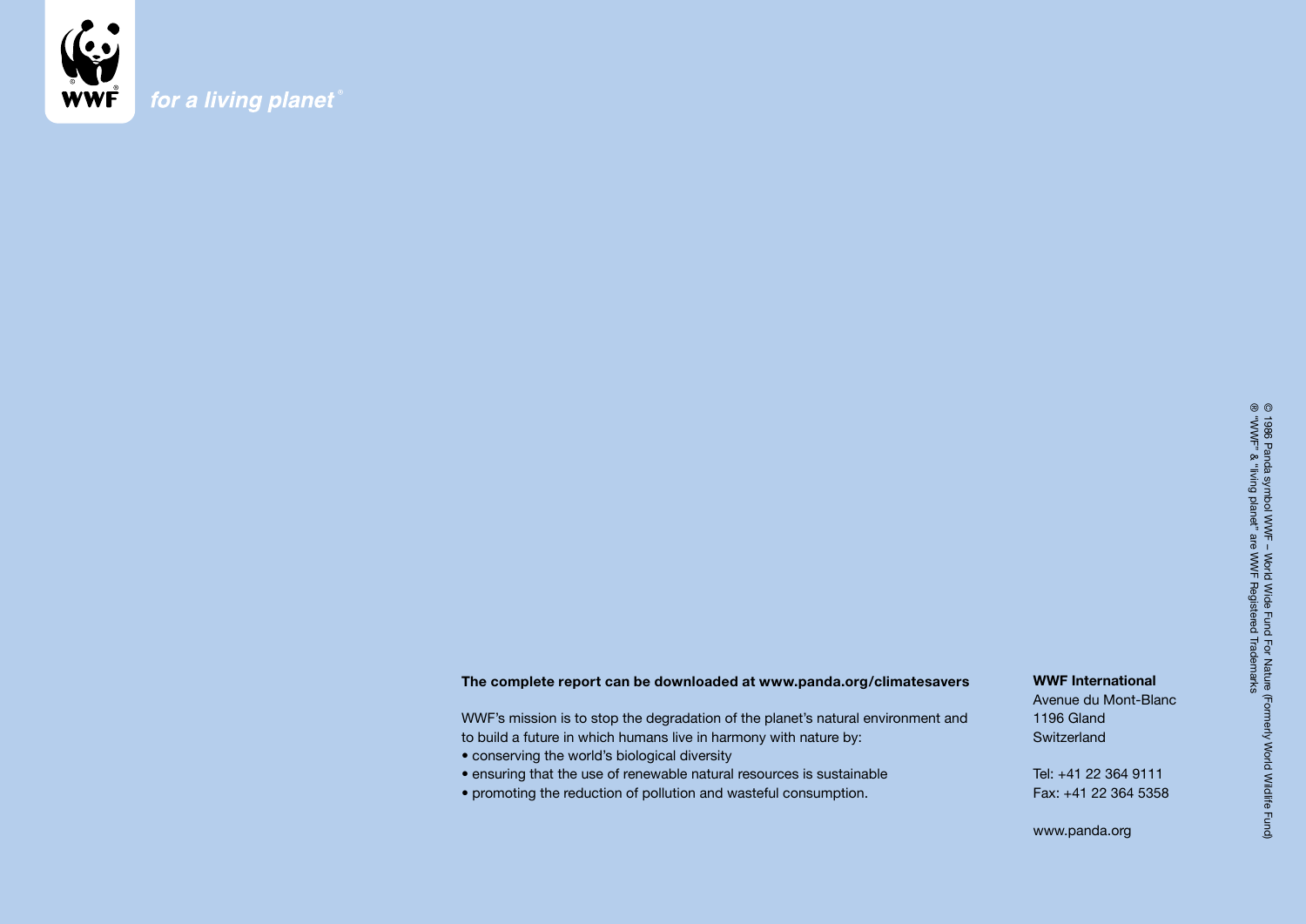WWF

*for a living planet*®

**The complete report can be downloaded at www.panda.org/climatesavers**

WWF's mission is to stop the degradation of the planet's natural environment and to build a future in which humans live in harmony with nature by:

- conserving the world's biological diversity
- ensuring that the use of renewable natural resources is sustainable
- promoting the reduction of pollution and wasteful consumption.

**WWF International**
Avenue du Mont-Blanc
1196 Gland
Switzerland

Tel: +41 22 364 9111
Fax: +41 22 364 5358

www.panda.org

© 1986 Panda symbol WWF – World Wide Fund For Nature (Formerly World Wildlife Fund)
® "WWF" & "living planet" are WWF Registered Trademarks